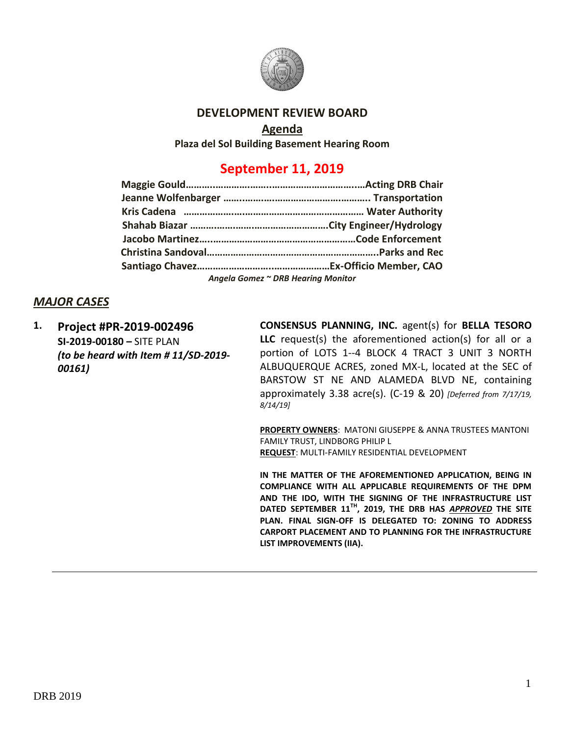# DEVELOPMENT REVIEW BOARD

## Agenda

**Plaza del Sol Building Basement Hearing Room**

## September 11, 2019

**Maggie Gould……………………………………………………………Acting DRB Chair**
**Jeanne Wolfenbarger ……………………………………………….. Transportation**
**Kris Cadena ……………………………………………………………… Water Authority**
**Shahab Biazar ………………………………………………City Engineer/Hydrology**
**Jacobo Martinez……………………………………………………Code Enforcement**
**Christina Sandoval…………………………………………………………..Parks and Rec**
**Santiago Chavez………………………………………………Ex-Officio Member, CAO**

*Angela Gomez ~ DRB Hearing Monitor*

## *MAJOR CASES*

**1. Project #PR-2019-002496**
**SI-2019-00180 –** SITE PLAN
***(to be heard with Item # 11/SD-2019-00161)***

**CONSENSUS PLANNING, INC.** agent(s) for **BELLA TESORO LLC** request(s) the aforementioned action(s) for all or a portion of LOTS 1--4 BLOCK 4 TRACT 3 UNIT 3 NORTH ALBUQUERQUE ACRES, zoned MX-L, located at the SEC of BARSTOW ST NE AND ALAMEDA BLVD NE, containing approximately 3.38 acre(s). (C-19 & 20) *[Deferred from 7/17/19, 8/14/19]*

**PROPERTY OWNERS**: MATONI GIUSEPPE & ANNA TRUSTEES MANTONI FAMILY TRUST, LINDBORG PHILIP L
**REQUEST**: MULTI-FAMILY RESIDENTIAL DEVELOPMENT

**IN THE MATTER OF THE AFOREMENTIONED APPLICATION, BEING IN COMPLIANCE WITH ALL APPLICABLE REQUIREMENTS OF THE DPM AND THE IDO, WITH THE SIGNING OF THE INFRASTRUCTURE LIST DATED SEPTEMBER 11TH, 2019, THE DRB HAS *APPROVED* THE SITE PLAN. FINAL SIGN-OFF IS DELEGATED TO: ZONING TO ADDRESS CARPORT PLACEMENT AND TO PLANNING FOR THE INFRASTRUCTURE LIST IMPROVEMENTS (IIA).**

---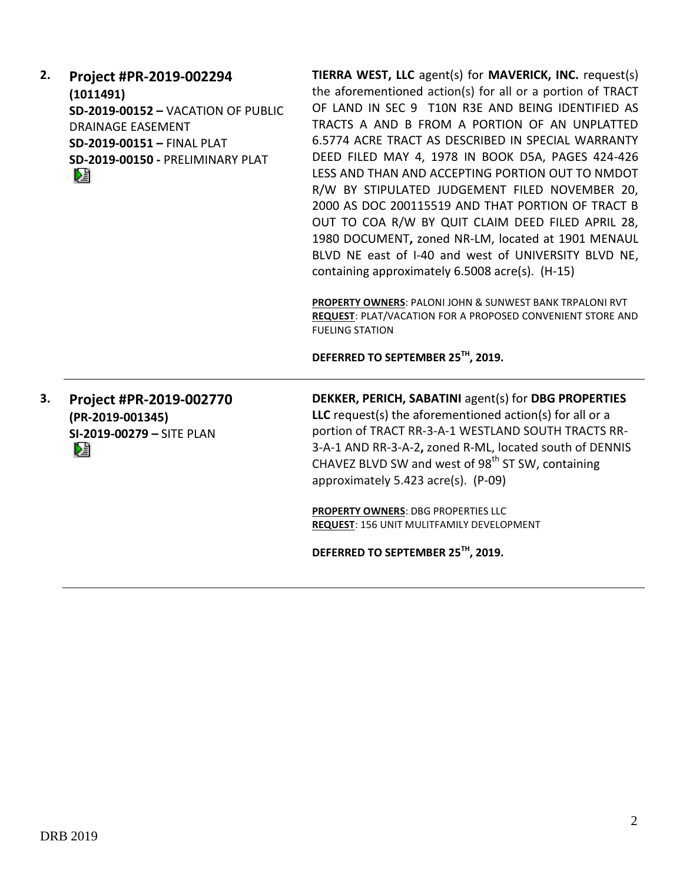**2.** **Project #PR-2019-002294**
**(1011491)**
**SD-2019-00152 –** VACATION OF PUBLIC DRAINAGE EASEMENT
**SD-2019-00151 –** FINAL PLAT
**SD-2019-00150 -** PRELIMINARY PLAT

**TIERRA WEST, LLC** agent(s) for **MAVERICK, INC.** request(s) the aforementioned action(s) for all or a portion of TRACT OF LAND IN SEC 9 T10N R3E AND BEING IDENTIFIED AS TRACTS A AND B FROM A PORTION OF AN UNPLATTED 6.5774 ACRE TRACT AS DESCRIBED IN SPECIAL WARRANTY DEED FILED MAY 4, 1978 IN BOOK D5A, PAGES 424-426 LESS AND THAN AND ACCEPTING PORTION OUT TO NMDOT R/W BY STIPULATED JUDGEMENT FILED NOVEMBER 20, 2000 AS DOC 200115519 AND THAT PORTION OF TRACT B OUT TO COA R/W BY QUIT CLAIM DEED FILED APRIL 28, 1980 DOCUMENT**,** zoned NR-LM, located at 1901 MENAUL BLVD NE east of I-40 and west of UNIVERSITY BLVD NE, containing approximately 6.5008 acre(s). (H-15)

**PROPERTY OWNERS**: PALONI JOHN & SUNWEST BANK TRPALONI RVT
**REQUEST**: PLAT/VACATION FOR A PROPOSED CONVENIENT STORE AND FUELING STATION

**DEFERRED TO SEPTEMBER 25TH, 2019.**

---

**3.** **Project #PR-2019-002770**
**(PR-2019-001345)**
**SI-2019-00279 –** SITE PLAN

**DEKKER, PERICH, SABATINI** agent(s) for **DBG PROPERTIES LLC** request(s) the aforementioned action(s) for all or a portion of TRACT RR-3-A-1 WESTLAND SOUTH TRACTS RR-3-A-1 AND RR-3-A-2**,** zoned R-ML, located south of DENNIS CHAVEZ BLVD SW and west of 98th ST SW, containing approximately 5.423 acre(s). (P-09)

**PROPERTY OWNERS**: DBG PROPERTIES LLC
**REQUEST**: 156 UNIT MULITFAMILY DEVELOPMENT

**DEFERRED TO SEPTEMBER 25TH, 2019.**

---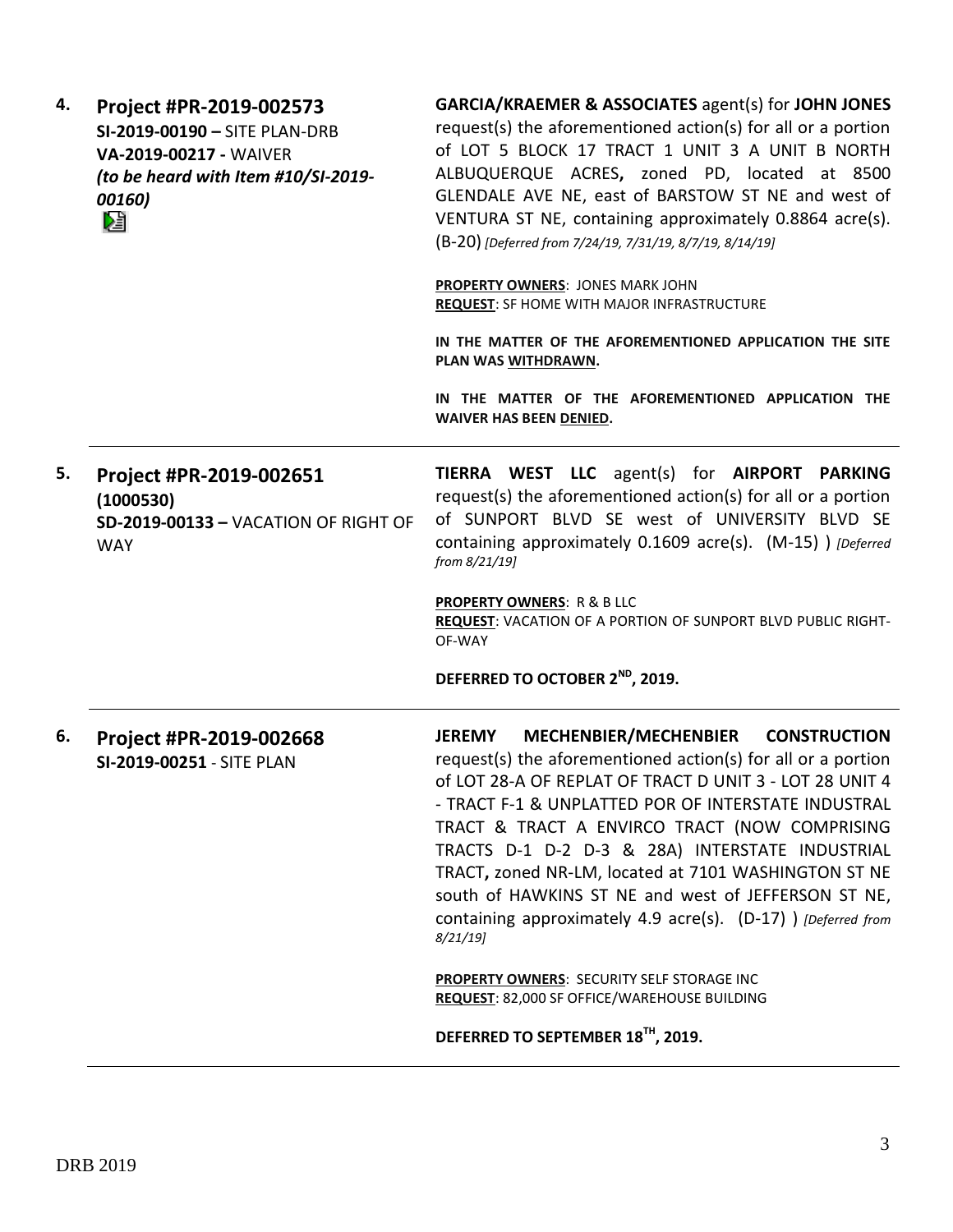4. **Project #PR-2019-002573**
**SI-2019-00190 –** SITE PLAN-DRB
**VA-2019-00217 -** WAIVER
***(to be heard with Item #10/SI-2019-00160)***

**GARCIA/KRAEMER & ASSOCIATES** agent(s) for **JOHN JONES** request(s) the aforementioned action(s) for all or a portion of LOT 5 BLOCK 17 TRACT 1 UNIT 3 A UNIT B NORTH ALBUQUERQUE ACRES**,** zoned PD, located at 8500 GLENDALE AVE NE, east of BARSTOW ST NE and west of VENTURA ST NE, containing approximately 0.8864 acre(s). (B-20) *[Deferred from 7/24/19, 7/31/19, 8/7/19, 8/14/19]*

**PROPERTY OWNERS**: JONES MARK JOHN
**REQUEST**: SF HOME WITH MAJOR INFRASTRUCTURE

**IN THE MATTER OF THE AFOREMENTIONED APPLICATION THE SITE PLAN WAS WITHDRAWN.**

**IN THE MATTER OF THE AFOREMENTIONED APPLICATION THE WAIVER HAS BEEN DENIED.**

---

5. **Project #PR-2019-002651 (1000530)**
**SD-2019-00133 –** VACATION OF RIGHT OF WAY

**TIERRA WEST LLC** agent(s) for **AIRPORT PARKING** request(s) the aforementioned action(s) for all or a portion of SUNPORT BLVD SE west of UNIVERSITY BLVD SE containing approximately 0.1609 acre(s). (M-15) ) *[Deferred from 8/21/19]*

**PROPERTY OWNERS**: R & B LLC
**REQUEST**: VACATION OF A PORTION OF SUNPORT BLVD PUBLIC RIGHT-OF-WAY

**DEFERRED TO OCTOBER 2ND, 2019.**

---

6. **Project #PR-2019-002668**
**SI-2019-00251** - SITE PLAN

**JEREMY MECHENBIER/MECHENBIER CONSTRUCTION** request(s) the aforementioned action(s) for all or a portion of LOT 28-A OF REPLAT OF TRACT D UNIT 3 - LOT 28 UNIT 4 - TRACT F-1 & UNPLATTED POR OF INTERSTATE INDUSTRAL TRACT & TRACT A ENVIRCO TRACT (NOW COMPRISING TRACTS D-1 D-2 D-3 & 28A) INTERSTATE INDUSTRIAL TRACT**,** zoned NR-LM, located at 7101 WASHINGTON ST NE south of HAWKINS ST NE and west of JEFFERSON ST NE, containing approximately 4.9 acre(s). (D-17) ) *[Deferred from 8/21/19]*

**PROPERTY OWNERS**: SECURITY SELF STORAGE INC
**REQUEST**: 82,000 SF OFFICE/WAREHOUSE BUILDING

**DEFERRED TO SEPTEMBER 18TH, 2019.**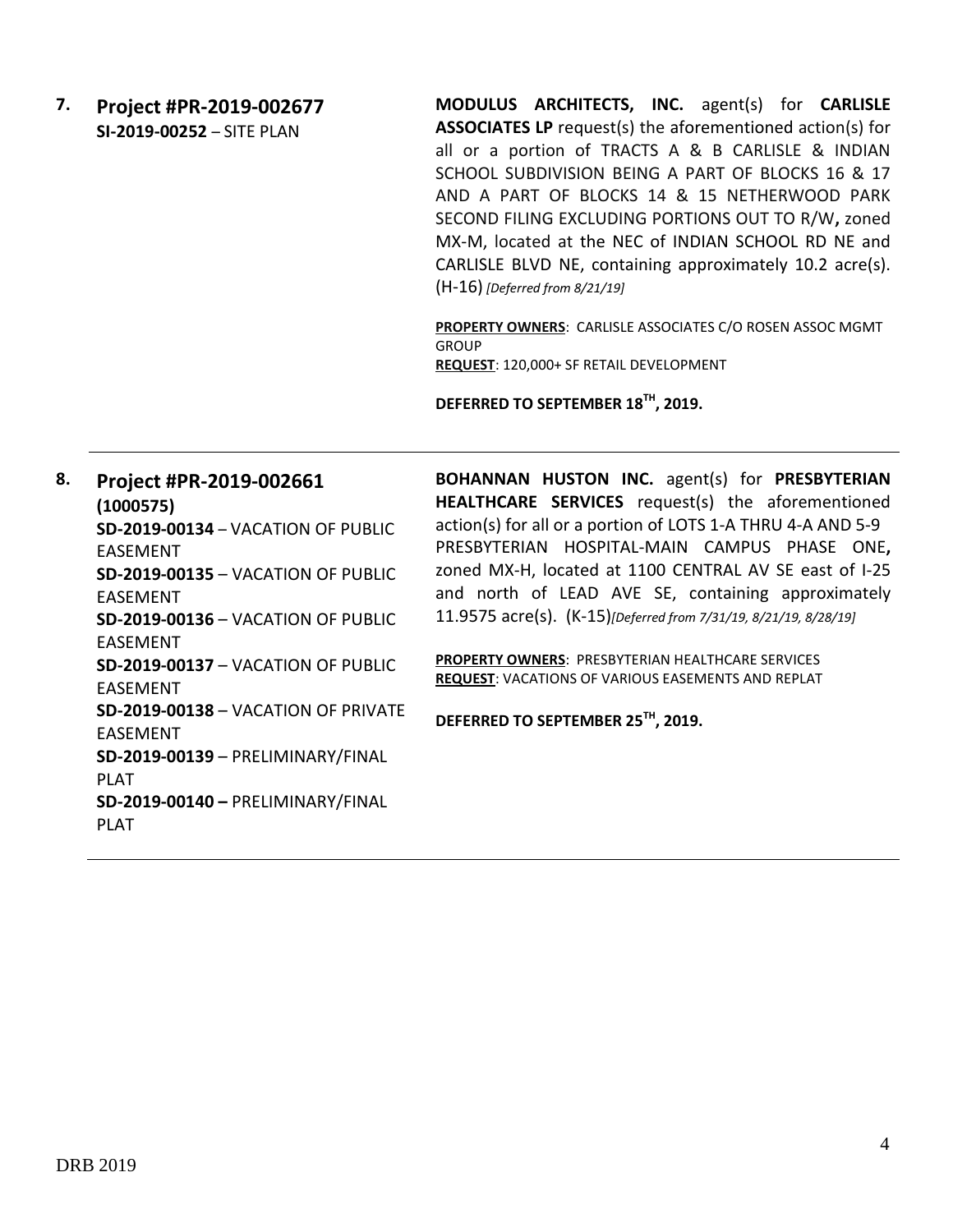**7. Project #PR-2019-002677**
**SI-2019-00252** – SITE PLAN

**MODULUS ARCHITECTS, INC.** agent(s) for **CARLISLE ASSOCIATES LP** request(s) the aforementioned action(s) for all or a portion of TRACTS A & B CARLISLE & INDIAN SCHOOL SUBDIVISION BEING A PART OF BLOCKS 16 & 17 AND A PART OF BLOCKS 14 & 15 NETHERWOOD PARK SECOND FILING EXCLUDING PORTIONS OUT TO R/W**,** zoned MX-M, located at the NEC of INDIAN SCHOOL RD NE and CARLISLE BLVD NE, containing approximately 10.2 acre(s). (H-16) *[Deferred from 8/21/19]*

**PROPERTY OWNERS**: CARLISLE ASSOCIATES C/O ROSEN ASSOC MGMT GROUP
**REQUEST**: 120,000+ SF RETAIL DEVELOPMENT

**DEFERRED TO SEPTEMBER 18TH, 2019.**

---

**8. Project #PR-2019-002661**
**(1000575)**
**SD-2019-00134** – VACATION OF PUBLIC EASEMENT
**SD-2019-00135** – VACATION OF PUBLIC EASEMENT
**SD-2019-00136** – VACATION OF PUBLIC EASEMENT
**SD-2019-00137** – VACATION OF PUBLIC EASEMENT
**SD-2019-00138** – VACATION OF PRIVATE EASEMENT
**SD-2019-00139** – PRELIMINARY/FINAL PLAT
**SD-2019-00140 –** PRELIMINARY/FINAL PLAT

**BOHANNAN HUSTON INC.** agent(s) for **PRESBYTERIAN HEALTHCARE SERVICES** request(s) the aforementioned action(s) for all or a portion of LOTS 1-A THRU 4-A AND 5-9 PRESBYTERIAN HOSPITAL-MAIN CAMPUS PHASE ONE**,** zoned MX-H, located at 1100 CENTRAL AV SE east of I-25 and north of LEAD AVE SE, containing approximately 11.9575 acre(s). (K-15)*[Deferred from 7/31/19, 8/21/19, 8/28/19]*

**PROPERTY OWNERS**: PRESBYTERIAN HEALTHCARE SERVICES
**REQUEST**: VACATIONS OF VARIOUS EASEMENTS AND REPLAT

**DEFERRED TO SEPTEMBER 25TH, 2019.**

---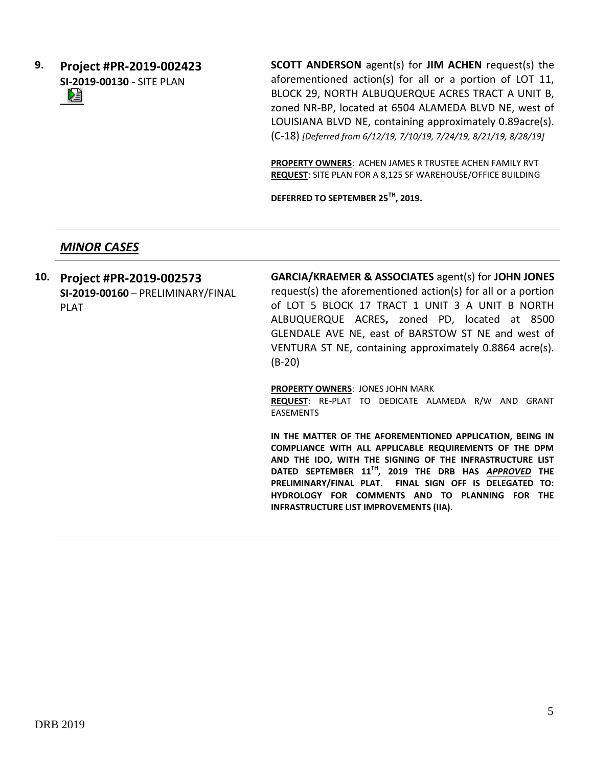**9. Project #PR-2019-002423**
**SI-2019-00130** - SITE PLAN

**SCOTT ANDERSON** agent(s) for **JIM ACHEN** request(s) the aforementioned action(s) for all or a portion of LOT 11, BLOCK 29, NORTH ALBUQUERQUE ACRES TRACT A UNIT B, zoned NR-BP, located at 6504 ALAMEDA BLVD NE, west of LOUISIANA BLVD NE, containing approximately 0.89acre(s). (C-18) *[Deferred from 6/12/19, 7/10/19, 7/24/19, 8/21/19, 8/28/19]*

**PROPERTY OWNERS**: ACHEN JAMES R TRUSTEE ACHEN FAMILY RVT
**REQUEST**: SITE PLAN FOR A 8,125 SF WAREHOUSE/OFFICE BUILDING

**DEFERRED TO SEPTEMBER 25TH, 2019.**

---

## *MINOR CASES*

---

**10. Project #PR-2019-002573**
**SI-2019-00160** – PRELIMINARY/FINAL PLAT

**GARCIA/KRAEMER & ASSOCIATES** agent(s) for **JOHN JONES** request(s) the aforementioned action(s) for all or a portion of LOT 5 BLOCK 17 TRACT 1 UNIT 3 A UNIT B NORTH ALBUQUERQUE ACRES**,** zoned PD, located at 8500 GLENDALE AVE NE, east of BARSTOW ST NE and west of VENTURA ST NE, containing approximately 0.8864 acre(s). (B-20)

**PROPERTY OWNERS**: JONES JOHN MARK
**REQUEST**: RE-PLAT TO DEDICATE ALAMEDA R/W AND GRANT EASEMENTS

**IN THE MATTER OF THE AFOREMENTIONED APPLICATION, BEING IN COMPLIANCE WITH ALL APPLICABLE REQUIREMENTS OF THE DPM AND THE IDO, WITH THE SIGNING OF THE INFRASTRUCTURE LIST DATED SEPTEMBER 11TH, 2019 THE DRB HAS *APPROVED* THE PRELIMINARY/FINAL PLAT. FINAL SIGN OFF IS DELEGATED TO: HYDROLOGY FOR COMMENTS AND TO PLANNING FOR THE INFRASTRUCTURE LIST IMPROVEMENTS (IIA).**

---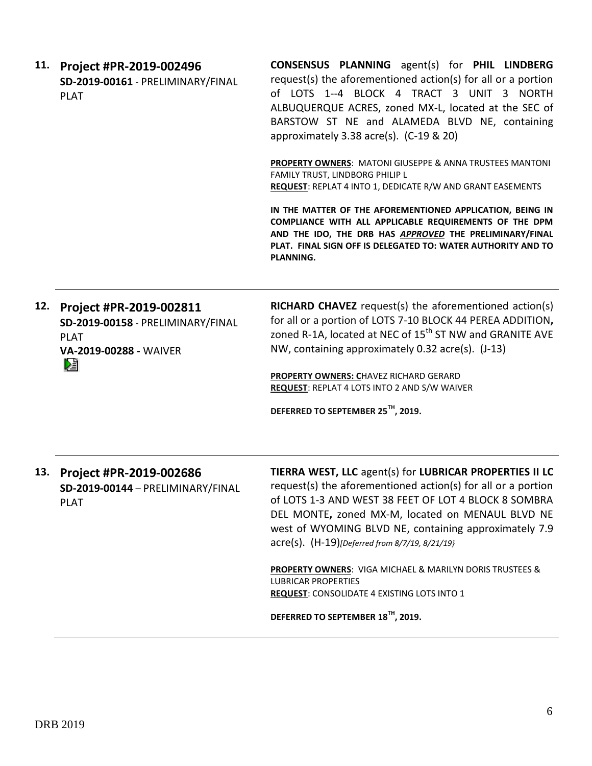**11. Project #PR-2019-002496**
**SD-2019-00161** - PRELIMINARY/FINAL PLAT

**CONSENSUS PLANNING** agent(s) for **PHIL LINDBERG** request(s) the aforementioned action(s) for all or a portion of LOTS 1--4 BLOCK 4 TRACT 3 UNIT 3 NORTH ALBUQUERQUE ACRES, zoned MX-L, located at the SEC of BARSTOW ST NE and ALAMEDA BLVD NE, containing approximately 3.38 acre(s). (C-19 & 20)

**PROPERTY OWNERS**: MATONI GIUSEPPE & ANNA TRUSTEES MANTONI FAMILY TRUST, LINDBORG PHILIP L
**REQUEST**: REPLAT 4 INTO 1, DEDICATE R/W AND GRANT EASEMENTS

**IN THE MATTER OF THE AFOREMENTIONED APPLICATION, BEING IN COMPLIANCE WITH ALL APPLICABLE REQUIREMENTS OF THE DPM AND THE IDO, THE DRB HAS *APPROVED* THE PRELIMINARY/FINAL PLAT. FINAL SIGN OFF IS DELEGATED TO: WATER AUTHORITY AND TO PLANNING.**

---

**12. Project #PR-2019-002811**
**SD-2019-00158** - PRELIMINARY/FINAL PLAT
**VA-2019-00288 -** WAIVER

**RICHARD CHAVEZ** request(s) the aforementioned action(s) for all or a portion of LOTS 7-10 BLOCK 44 PEREA ADDITION**,** zoned R-1A, located at NEC of 15th ST NW and GRANITE AVE NW, containing approximately 0.32 acre(s). (J-13)

**PROPERTY OWNERS: C**HAVEZ RICHARD GERARD
**REQUEST**: REPLAT 4 LOTS INTO 2 AND S/W WAIVER

**DEFERRED TO SEPTEMBER 25TH, 2019.**

---

**13. Project #PR-2019-002686**
**SD-2019-00144** – PRELIMINARY/FINAL PLAT

**TIERRA WEST, LLC** agent(s) for **LUBRICAR PROPERTIES II LC** request(s) the aforementioned action(s) for all or a portion of LOTS 1-3 AND WEST 38 FEET OF LOT 4 BLOCK 8 SOMBRA DEL MONTE**,** zoned MX-M, located on MENAUL BLVD NE west of WYOMING BLVD NE, containing approximately 7.9 acre(s). (H-19)*[Deferred from 8/7/19, 8/21/19]*

**PROPERTY OWNERS**: VIGA MICHAEL & MARILYN DORIS TRUSTEES & LUBRICAR PROPERTIES
**REQUEST**: CONSOLIDATE 4 EXISTING LOTS INTO 1

**DEFERRED TO SEPTEMBER 18TH, 2019.**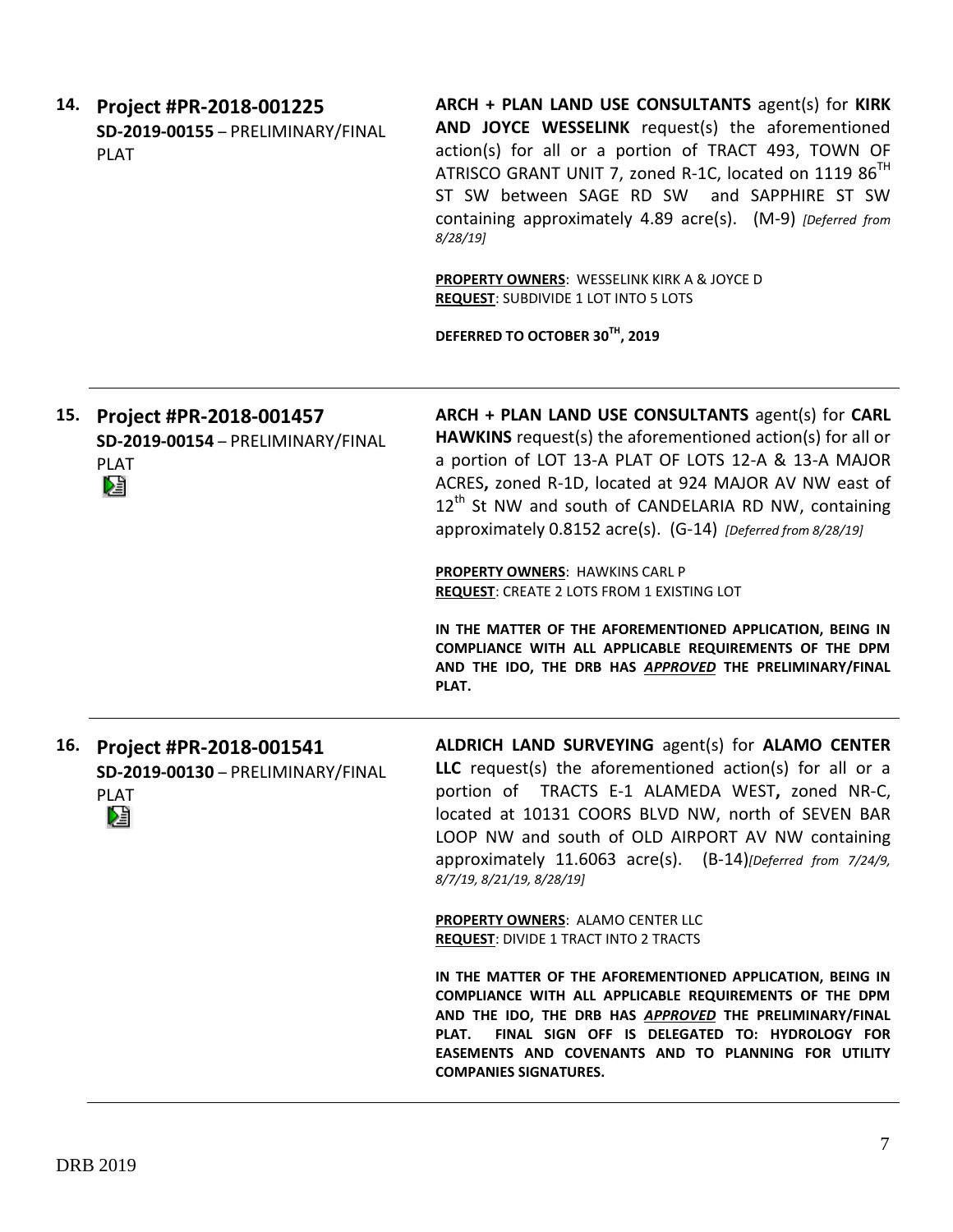**14. Project #PR-2018-001225**
**SD-2019-00155** – PRELIMINARY/FINAL PLAT

**ARCH + PLAN LAND USE CONSULTANTS** agent(s) for **KIRK AND JOYCE WESSELINK** request(s) the aforementioned action(s) for all or a portion of TRACT 493, TOWN OF ATRISCO GRANT UNIT 7, zoned R-1C, located on 1119 86TH ST SW between SAGE RD SW and SAPPHIRE ST SW containing approximately 4.89 acre(s). (M-9) *[Deferred from 8/28/19]*

**PROPERTY OWNERS**: WESSELINK KIRK A & JOYCE D
**REQUEST**: SUBDIVIDE 1 LOT INTO 5 LOTS

**DEFERRED TO OCTOBER 30TH, 2019**

---

**15. Project #PR-2018-001457**
**SD-2019-00154** – PRELIMINARY/FINAL PLAT

**ARCH + PLAN LAND USE CONSULTANTS** agent(s) for **CARL HAWKINS** request(s) the aforementioned action(s) for all or a portion of LOT 13-A PLAT OF LOTS 12-A & 13-A MAJOR ACRES**,** zoned R-1D, located at 924 MAJOR AV NW east of 12th St NW and south of CANDELARIA RD NW, containing approximately 0.8152 acre(s). (G-14) *[Deferred from 8/28/19]*

**PROPERTY OWNERS**: HAWKINS CARL P
**REQUEST**: CREATE 2 LOTS FROM 1 EXISTING LOT

**IN THE MATTER OF THE AFOREMENTIONED APPLICATION, BEING IN COMPLIANCE WITH ALL APPLICABLE REQUIREMENTS OF THE DPM AND THE IDO, THE DRB HAS *APPROVED* THE PRELIMINARY/FINAL PLAT.**

---

**16. Project #PR-2018-001541**
**SD-2019-00130** – PRELIMINARY/FINAL PLAT

**ALDRICH LAND SURVEYING** agent(s) for **ALAMO CENTER LLC** request(s) the aforementioned action(s) for all or a portion of TRACTS E-1 ALAMEDA WEST**,** zoned NR-C, located at 10131 COORS BLVD NW, north of SEVEN BAR LOOP NW and south of OLD AIRPORT AV NW containing approximately 11.6063 acre(s). (B-14)*[Deferred from 7/24/9, 8/7/19, 8/21/19, 8/28/19]*

**PROPERTY OWNERS**: ALAMO CENTER LLC
**REQUEST**: DIVIDE 1 TRACT INTO 2 TRACTS

**IN THE MATTER OF THE AFOREMENTIONED APPLICATION, BEING IN COMPLIANCE WITH ALL APPLICABLE REQUIREMENTS OF THE DPM AND THE IDO, THE DRB HAS *APPROVED* THE PRELIMINARY/FINAL PLAT. FINAL SIGN OFF IS DELEGATED TO: HYDROLOGY FOR EASEMENTS AND COVENANTS AND TO PLANNING FOR UTILITY COMPANIES SIGNATURES.**

---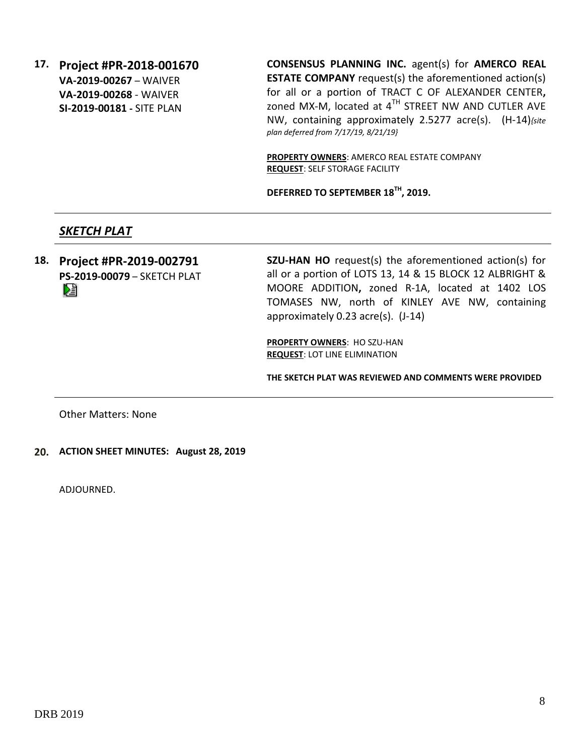**17. Project #PR-2018-001670**
**VA-2019-00267** – WAIVER
**VA-2019-00268** - WAIVER
**SI-2019-00181 -** SITE PLAN

**CONSENSUS PLANNING INC.** agent(s) for **AMERCO REAL ESTATE COMPANY** request(s) the aforementioned action(s) for all or a portion of TRACT C OF ALEXANDER CENTER**,** zoned MX-M, located at 4TH STREET NW AND CUTLER AVE NW, containing approximately 2.5277 acre(s). (H-14)*{site plan deferred from 7/17/19, 8/21/19}*

**PROPERTY OWNERS**: AMERCO REAL ESTATE COMPANY
**REQUEST**: SELF STORAGE FACILITY

**DEFERRED TO SEPTEMBER 18TH, 2019.**

---

## ***SKETCH PLAT***

---

**18. Project #PR-2019-002791**
**PS-2019-00079** – SKETCH PLAT

**SZU-HAN HO** request(s) the aforementioned action(s) for all or a portion of LOTS 13, 14 & 15 BLOCK 12 ALBRIGHT & MOORE ADDITION**,** zoned R-1A, located at 1402 LOS TOMASES NW, north of KINLEY AVE NW, containing approximately 0.23 acre(s). (J-14)

**PROPERTY OWNERS**: HO SZU-HAN
**REQUEST**: LOT LINE ELIMINATION

**THE SKETCH PLAT WAS REVIEWED AND COMMENTS WERE PROVIDED**

---

Other Matters: None

**20. ACTION SHEET MINUTES: August 28, 2019**

ADJOURNED.

DRB 2019